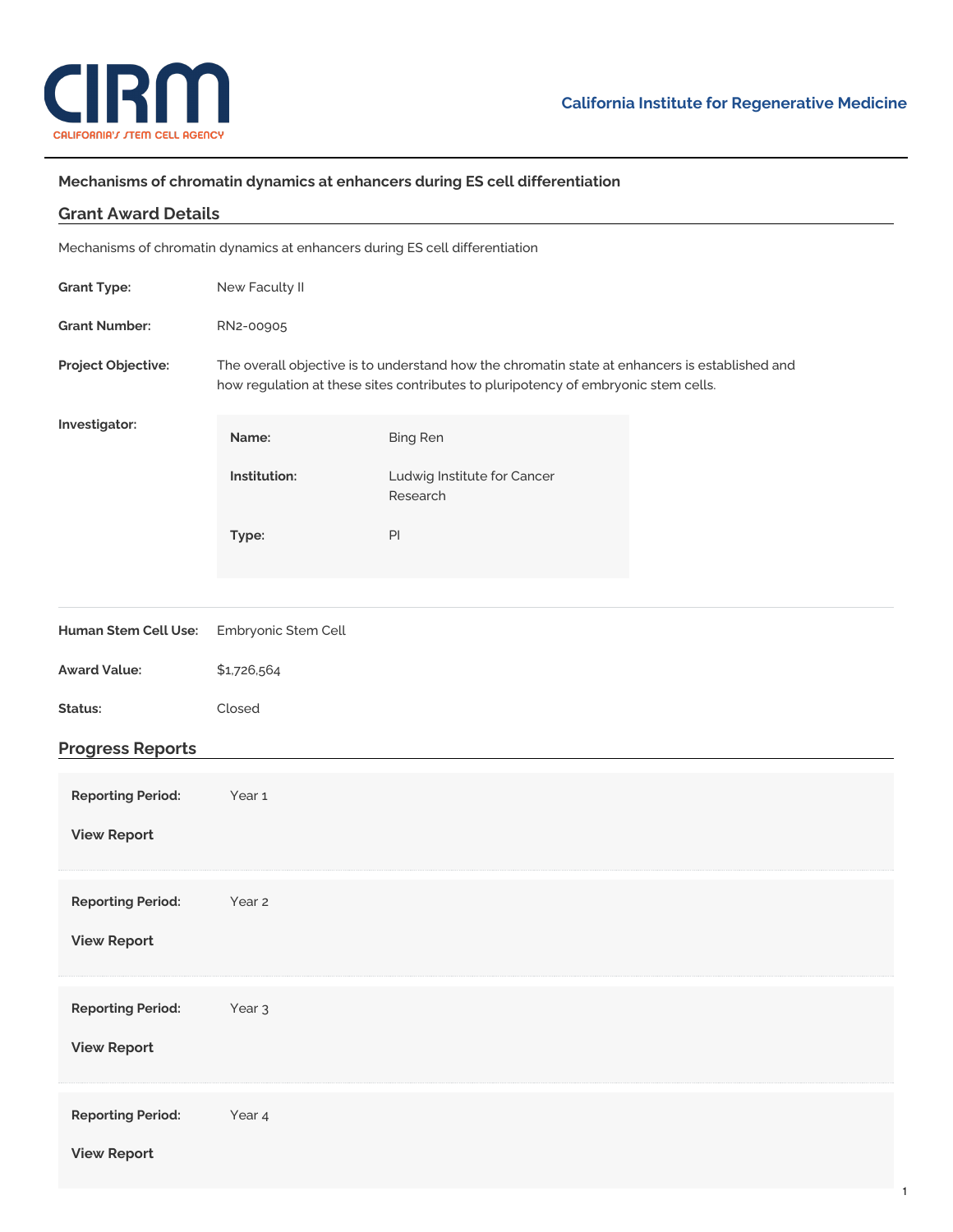# Mechanisms of chromatin dynamics at enhancers during ES cell differentiation

## Grant Award Details

Mechanisms of chromatin dynamics at enhancers during ES cell differentiation

**Grant Type:** New Faculty II

**Grant Number:** RN2-00905

**Project Objective:** The overall objective is to understand how the chromatin state at enhancers is established and how regulation at these sites contributes to pluripotency of embryonic stem cells.

**Investigator:**

| | |
|---|---|
| **Name:** | Bing Ren |
| **Institution:** | Ludwig Institute for Cancer Research |
| **Type:** | PI |

**Human Stem Cell Use:** Embryonic Stem Cell

**Award Value:** $1,726,564

**Status:** Closed

## Progress Reports

**Reporting Period:** Year 1

**View Report**

**Reporting Period:** Year 2

**View Report**

**Reporting Period:** Year 3

**View Report**

**Reporting Period:** Year 4

**View Report**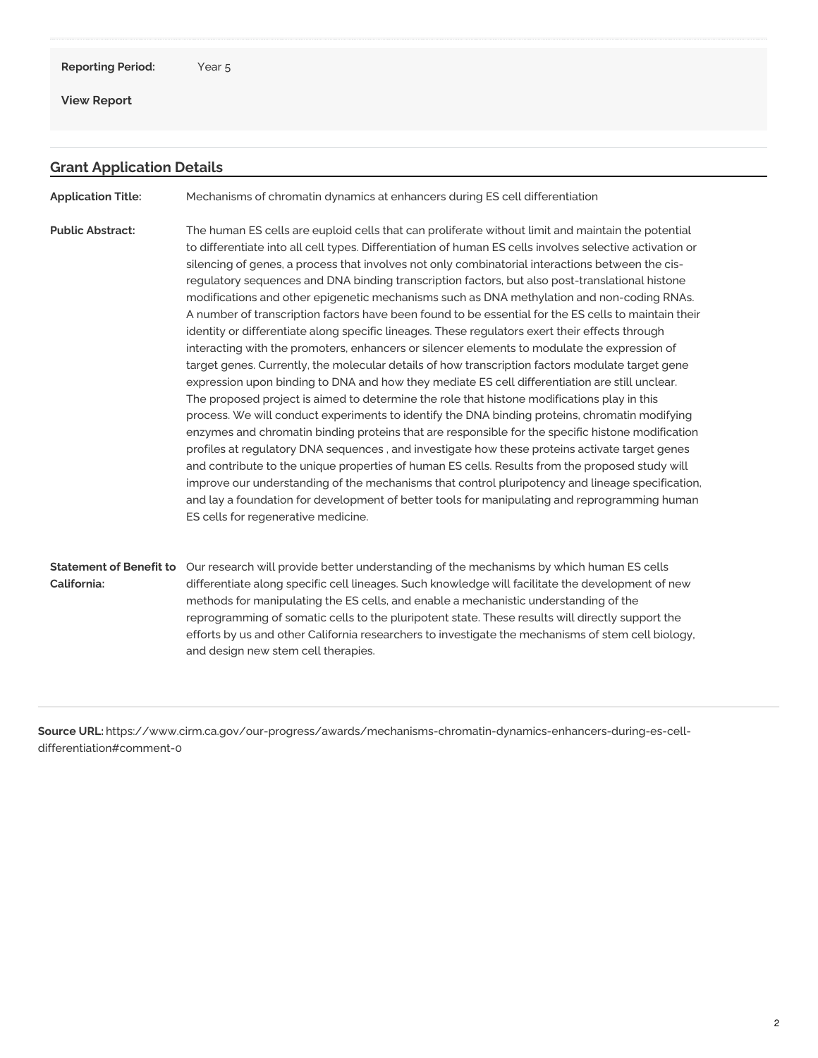**Reporting Period:** Year 5

**View Report**

## Grant Application Details

**Application Title:** Mechanisms of chromatin dynamics at enhancers during ES cell differentiation

**Public Abstract:** The human ES cells are euploid cells that can proliferate without limit and maintain the potential to differentiate into all cell types. Differentiation of human ES cells involves selective activation or silencing of genes, a process that involves not only combinatorial interactions between the cis-regulatory sequences and DNA binding transcription factors, but also post-translational histone modifications and other epigenetic mechanisms such as DNA methylation and non-coding RNAs. A number of transcription factors have been found to be essential for the ES cells to maintain their identity or differentiate along specific lineages. These regulators exert their effects through interacting with the promoters, enhancers or silencer elements to modulate the expression of target genes. Currently, the molecular details of how transcription factors modulate target gene expression upon binding to DNA and how they mediate ES cell differentiation are still unclear. The proposed project is aimed to determine the role that histone modifications play in this process. We will conduct experiments to identify the DNA binding proteins, chromatin modifying enzymes and chromatin binding proteins that are responsible for the specific histone modification profiles at regulatory DNA sequences , and investigate how these proteins activate target genes and contribute to the unique properties of human ES cells. Results from the proposed study will improve our understanding of the mechanisms that control pluripotency and lineage specification, and lay a foundation for development of better tools for manipulating and reprogramming human ES cells for regenerative medicine.

**Statement of Benefit to California:** Our research will provide better understanding of the mechanisms by which human ES cells differentiate along specific cell lineages. Such knowledge will facilitate the development of new methods for manipulating the ES cells, and enable a mechanistic understanding of the reprogramming of somatic cells to the pluripotent state. These results will directly support the efforts by us and other California researchers to investigate the mechanisms of stem cell biology, and design new stem cell therapies.

**Source URL:** https://www.cirm.ca.gov/our-progress/awards/mechanisms-chromatin-dynamics-enhancers-during-es-cell-differentiation#comment-0